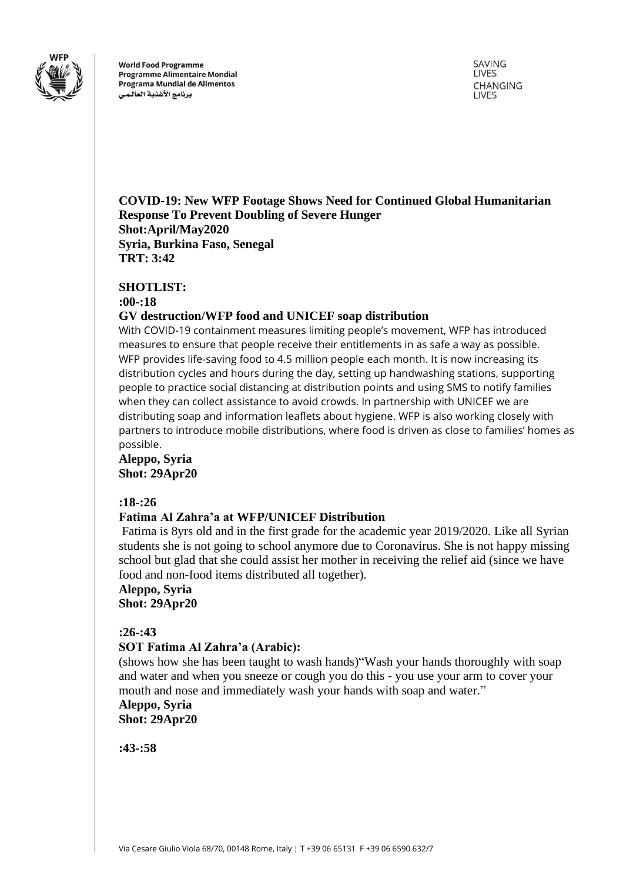World Food Programme
Programme Alimentaire Mondial
Programa Mundial de Alimentos
برنامج الأغذية العالمي

SAVING LIVES
CHANGING LIVES

**COVID-19: New WFP Footage Shows Need for Continued Global Humanitarian Response To Prevent Doubling of Severe Hunger**
**Shot:April/May2020**
**Syria, Burkina Faso, Senegal**
**TRT: 3:42**

**SHOTLIST:**

**:00-:18**

**GV destruction/WFP food and UNICEF soap distribution**

With COVID-19 containment measures limiting people's movement, WFP has introduced measures to ensure that people receive their entitlements in as safe a way as possible. WFP provides life-saving food to 4.5 million people each month. It is now increasing its distribution cycles and hours during the day, setting up handwashing stations, supporting people to practice social distancing at distribution points and using SMS to notify families when they can collect assistance to avoid crowds. In partnership with UNICEF we are distributing soap and information leaflets about hygiene. WFP is also working closely with partners to introduce mobile distributions, where food is driven as close to families' homes as possible.

**Aleppo, Syria**
**Shot: 29Apr20**

**:18-:26**

**Fatima Al Zahra'a at WFP/UNICEF Distribution**

Fatima is 8yrs old and in the first grade for the academic year 2019/2020. Like all Syrian students she is not going to school anymore due to Coronavirus. She is not happy missing school but glad that she could assist her mother in receiving the relief aid (since we have food and non-food items distributed all together).

**Aleppo, Syria**
**Shot: 29Apr20**

**:26-:43**

**SOT Fatima Al Zahra'a (Arabic):**

(shows how she has been taught to wash hands)"Wash your hands thoroughly with soap and water and when you sneeze or cough you do this - you use your arm to cover your mouth and nose and immediately wash your hands with soap and water."

**Aleppo, Syria**
**Shot: 29Apr20**

**:43-:58**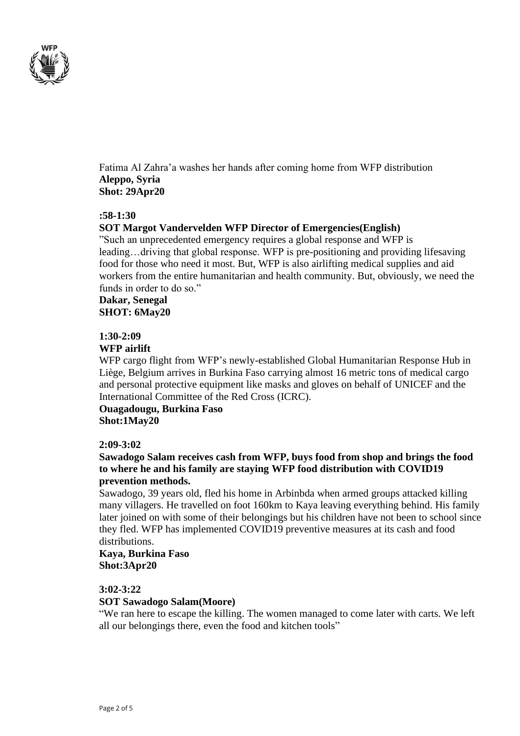Fatima Al Zahra'a washes her hands after coming home from WFP distribution
**Aleppo, Syria**
**Shot: 29Apr20**

**:58-1:30**

**SOT Margot Vandervelden WFP Director of Emergencies(English)**

"Such an unprecedented emergency requires a global response and WFP is leading…driving that global response. WFP is pre-positioning and providing lifesaving food for those who need it most. But, WFP is also airlifting medical supplies and aid workers from the entire humanitarian and health community. But, obviously, we need the funds in order to do so."

**Dakar, Senegal**
**SHOT: 6May20**

**1:30-2:09**

**WFP airlift**

WFP cargo flight from WFP's newly-established Global Humanitarian Response Hub in Liège, Belgium arrives in Burkina Faso carrying almost 16 metric tons of medical cargo and personal protective equipment like masks and gloves on behalf of UNICEF and the International Committee of the Red Cross (ICRC).

**Ouagadougu, Burkina Faso**
**Shot:1May20**

**2:09-3:02**

**Sawadogo Salam receives cash from WFP, buys food from shop and brings the food to where he and his family are staying WFP food distribution with COVID19 prevention methods.**

Sawadogo, 39 years old, fled his home in Arbinbda when armed groups attacked killing many villagers. He travelled on foot 160km to Kaya leaving everything behind. His family later joined on with some of their belongings but his children have not been to school since they fled. WFP has implemented COVID19 preventive measures at its cash and food distributions.

**Kaya, Burkina Faso**
**Shot:3Apr20**

**3:02-3:22**

**SOT Sawadogo Salam(Moore)**

"We ran here to escape the killing. The women managed to come later with carts. We left all our belongings there, even the food and kitchen tools"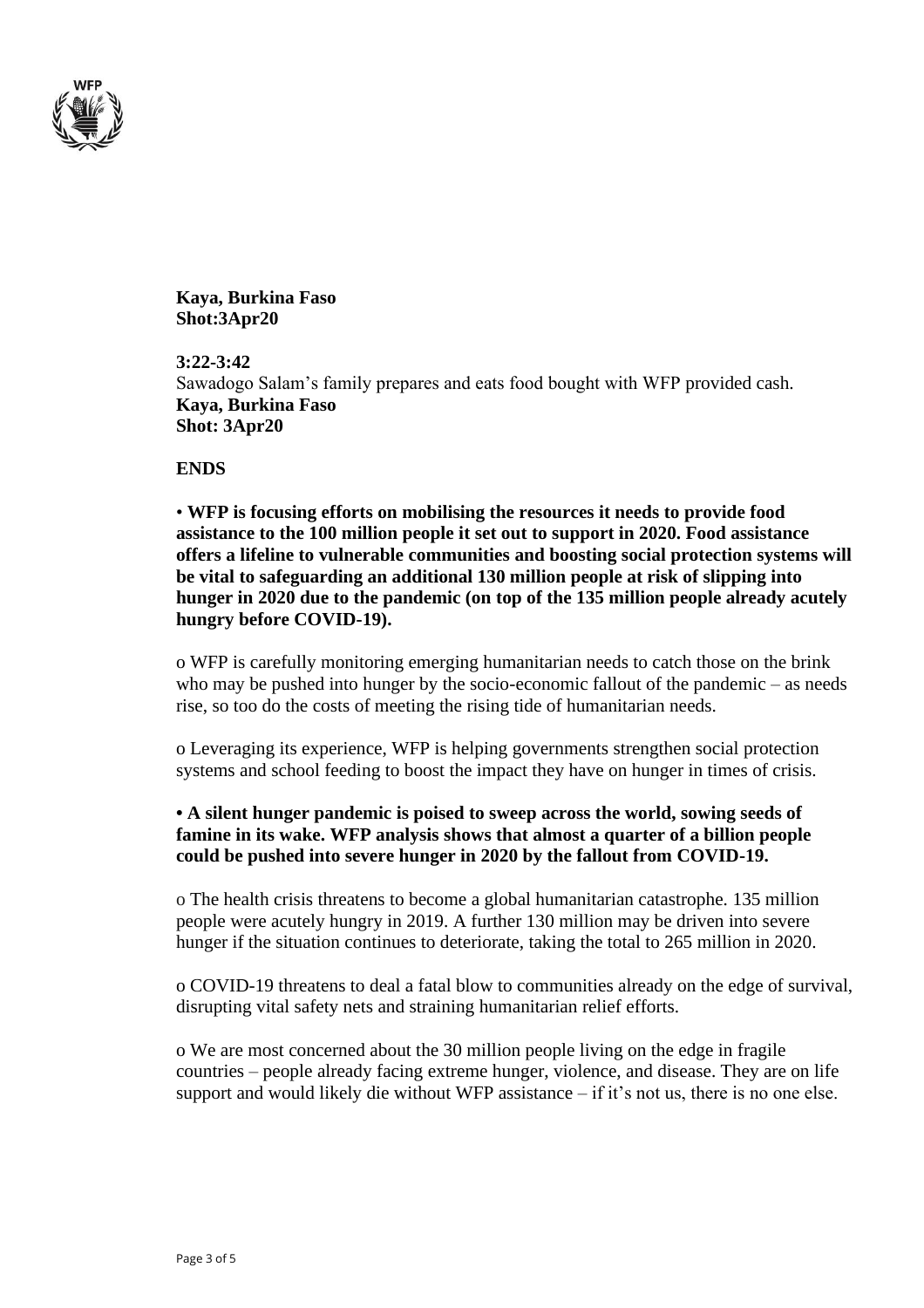**Kaya, Burkina Faso**
**Shot:3Apr20**

**3:22-3:42**
Sawadogo Salam's family prepares and eats food bought with WFP provided cash.
**Kaya, Burkina Faso**
**Shot: 3Apr20**

**ENDS**

• **WFP is focusing efforts on mobilising the resources it needs to provide food assistance to the 100 million people it set out to support in 2020. Food assistance offers a lifeline to vulnerable communities and boosting social protection systems will be vital to safeguarding an additional 130 million people at risk of slipping into hunger in 2020 due to the pandemic (on top of the 135 million people already acutely hungry before COVID-19).**

o WFP is carefully monitoring emerging humanitarian needs to catch those on the brink who may be pushed into hunger by the socio-economic fallout of the pandemic – as needs rise, so too do the costs of meeting the rising tide of humanitarian needs.

o Leveraging its experience, WFP is helping governments strengthen social protection systems and school feeding to boost the impact they have on hunger in times of crisis.

**• A silent hunger pandemic is poised to sweep across the world, sowing seeds of famine in its wake. WFP analysis shows that almost a quarter of a billion people could be pushed into severe hunger in 2020 by the fallout from COVID-19.**

o The health crisis threatens to become a global humanitarian catastrophe. 135 million people were acutely hungry in 2019. A further 130 million may be driven into severe hunger if the situation continues to deteriorate, taking the total to 265 million in 2020.

o COVID-19 threatens to deal a fatal blow to communities already on the edge of survival, disrupting vital safety nets and straining humanitarian relief efforts.

o We are most concerned about the 30 million people living on the edge in fragile countries – people already facing extreme hunger, violence, and disease. They are on life support and would likely die without WFP assistance – if it's not us, there is no one else.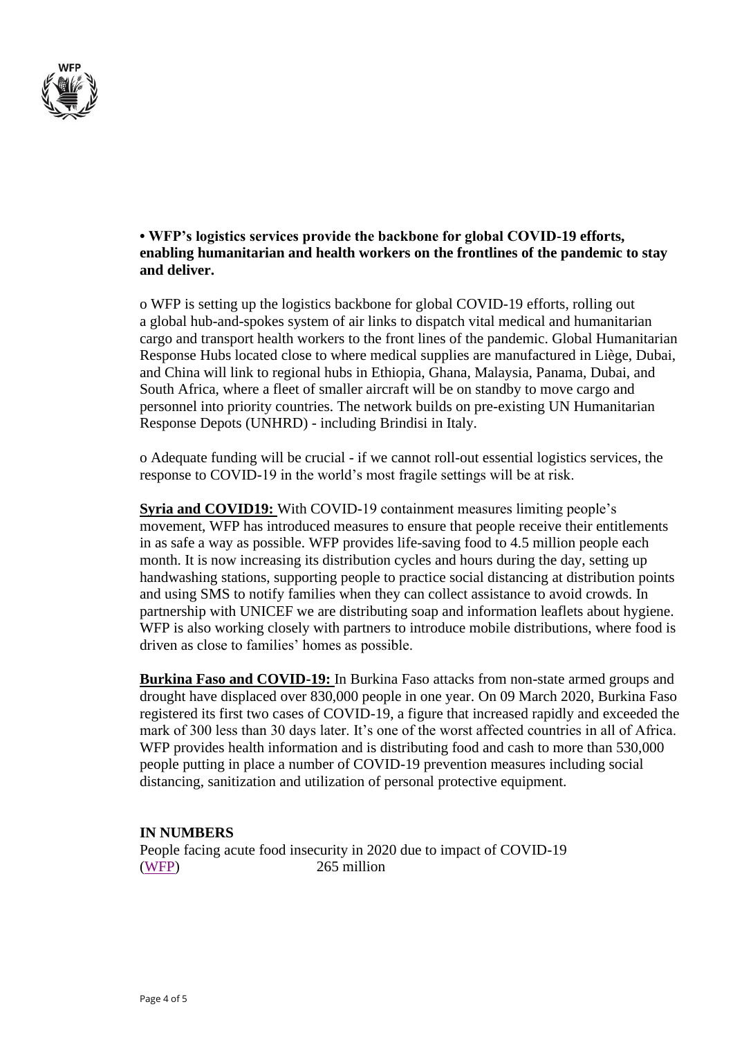**• WFP's logistics services provide the backbone for global COVID-19 efforts, enabling humanitarian and health workers on the frontlines of the pandemic to stay and deliver.**

o WFP is setting up the logistics backbone for global COVID-19 efforts, rolling out a global hub-and-spokes system of air links to dispatch vital medical and humanitarian cargo and transport health workers to the front lines of the pandemic. Global Humanitarian Response Hubs located close to where medical supplies are manufactured in Liège, Dubai, and China will link to regional hubs in Ethiopia, Ghana, Malaysia, Panama, Dubai, and South Africa, where a fleet of smaller aircraft will be on standby to move cargo and personnel into priority countries. The network builds on pre-existing UN Humanitarian Response Depots (UNHRD) - including Brindisi in Italy.

o Adequate funding will be crucial - if we cannot roll-out essential logistics services, the response to COVID-19 in the world's most fragile settings will be at risk.

**Syria and COVID19:** With COVID-19 containment measures limiting people's movement, WFP has introduced measures to ensure that people receive their entitlements in as safe a way as possible. WFP provides life-saving food to 4.5 million people each month. It is now increasing its distribution cycles and hours during the day, setting up handwashing stations, supporting people to practice social distancing at distribution points and using SMS to notify families when they can collect assistance to avoid crowds. In partnership with UNICEF we are distributing soap and information leaflets about hygiene. WFP is also working closely with partners to introduce mobile distributions, where food is driven as close to families' homes as possible.

**Burkina Faso and COVID-19:** In Burkina Faso attacks from non-state armed groups and drought have displaced over 830,000 people in one year. On 09 March 2020, Burkina Faso registered its first two cases of COVID-19, a figure that increased rapidly and exceeded the mark of 300 less than 30 days later. It's one of the worst affected countries in all of Africa. WFP provides health information and is distributing food and cash to more than 530,000 people putting in place a number of COVID-19 prevention measures including social distancing, sanitization and utilization of personal protective equipment.

**IN NUMBERS**

People facing acute food insecurity in 2020 due to impact of COVID-19 (WFP) 265 million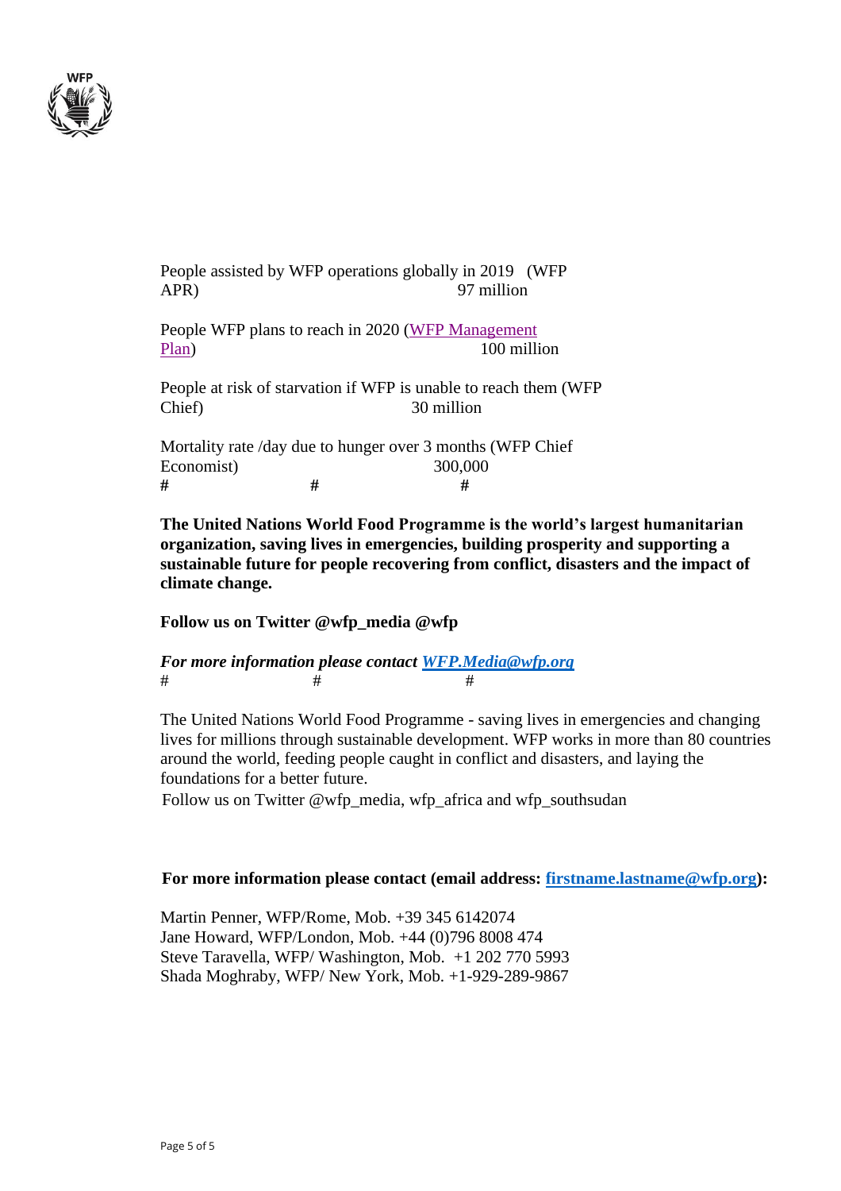| | |
|---|---|
| People assisted by WFP operations globally in 2019 (WFP APR) | 97 million |
| People WFP plans to reach in 2020 ([WFP Management Plan]) | 100 million |
| People at risk of starvation if WFP is unable to reach them (WFP Chief) | 30 million |
| Mortality rate /day due to hunger over 3 months (WFP Chief Economist) | 300,000 |

**#                    #                    #**

**The United Nations World Food Programme is the world's largest humanitarian organization, saving lives in emergencies, building prosperity and supporting a sustainable future for people recovering from conflict, disasters and the impact of climate change.**

**Follow us on Twitter @wfp_media @wfp**

***For more information please contact [WFP.Media@wfp.org]***

#                    #                    #

The United Nations World Food Programme - saving lives in emergencies and changing lives for millions through sustainable development. WFP works in more than 80 countries around the world, feeding people caught in conflict and disasters, and laying the foundations for a better future.

Follow us on Twitter @wfp_media, wfp_africa and wfp_southsudan

**For more information please contact (email address: [firstname.lastname@wfp.org]):**

Martin Penner, WFP/Rome, Mob. +39 345 6142074
Jane Howard, WFP/London, Mob. +44 (0)796 8008 474
Steve Taravella, WFP/ Washington, Mob. +1 202 770 5993
Shada Moghraby, WFP/ New York, Mob. +1-929-289-9867